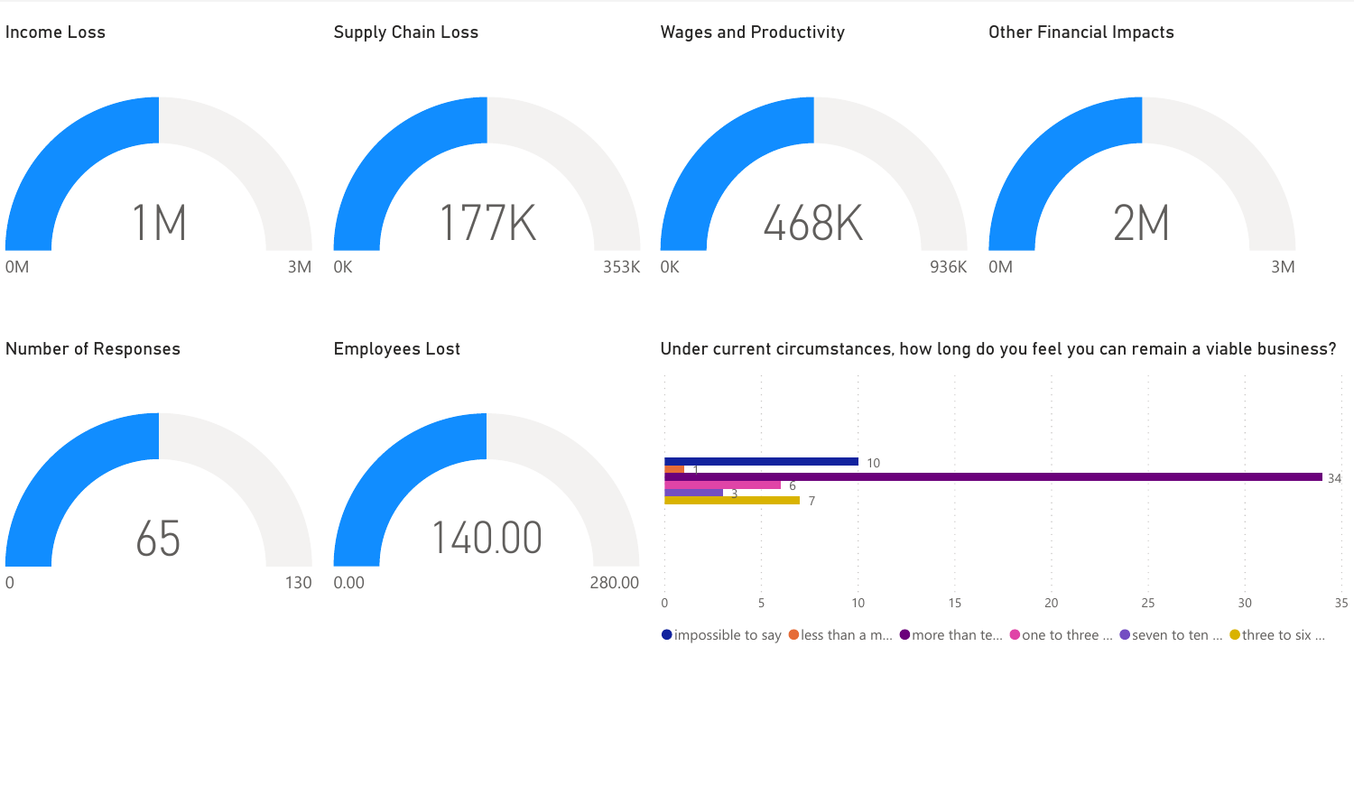## Income Loss

1M

0M – 3M

## Supply Chain Loss

177K

0K – 353K

## Wages and Productivity

468K

0K – 936K

## Other Financial Impacts

2M

0M – 3M

## Number of Responses

65

0 – 130

## Employees Lost

140.00

0.00 – 280.00

## Under current circumstances, how long do you feel you can remain a viable business?

| Response | Count |
|---|---|
| impossible to say | 10 |
| less than a m... | 1 |
| more than te... | 34 |
| one to three ... | 6 |
| seven to ten ... | 3 |
| three to six ... | 7 |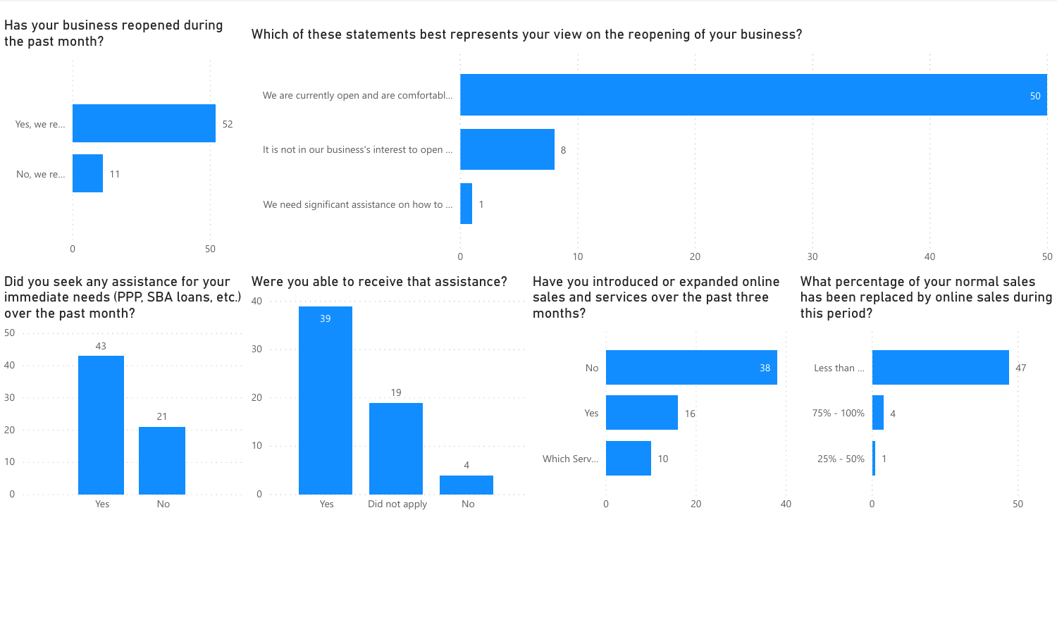## Has your business reopened during the past month?

Yes, we re...
No, we re...
52
11
0
50

## Which of these statements best represents your view on the reopening of your business?

We are currently open and are comfortabl...
It is not in our business's interest to open ...
We need significant assistance on how to ...
50
8
1
0
10
20
30
40
50

## Did you seek any assistance for your immediate needs (PPP, SBA loans, etc.) over the past month?

50
40
30
20
10
0
43
21
Yes
No

## Were you able to receive that assistance?

40
30
20
10
0
39
19
4
Yes
Did not apply
No

## Have you introduced or expanded online sales and services over the past three months?

No
Yes
Which Serv...
38
16
10
0
20
40

## What percentage of your normal sales has been replaced by online sales during this period?

Less than ...
75% - 100%
25% - 50%
47
4
1
0
50